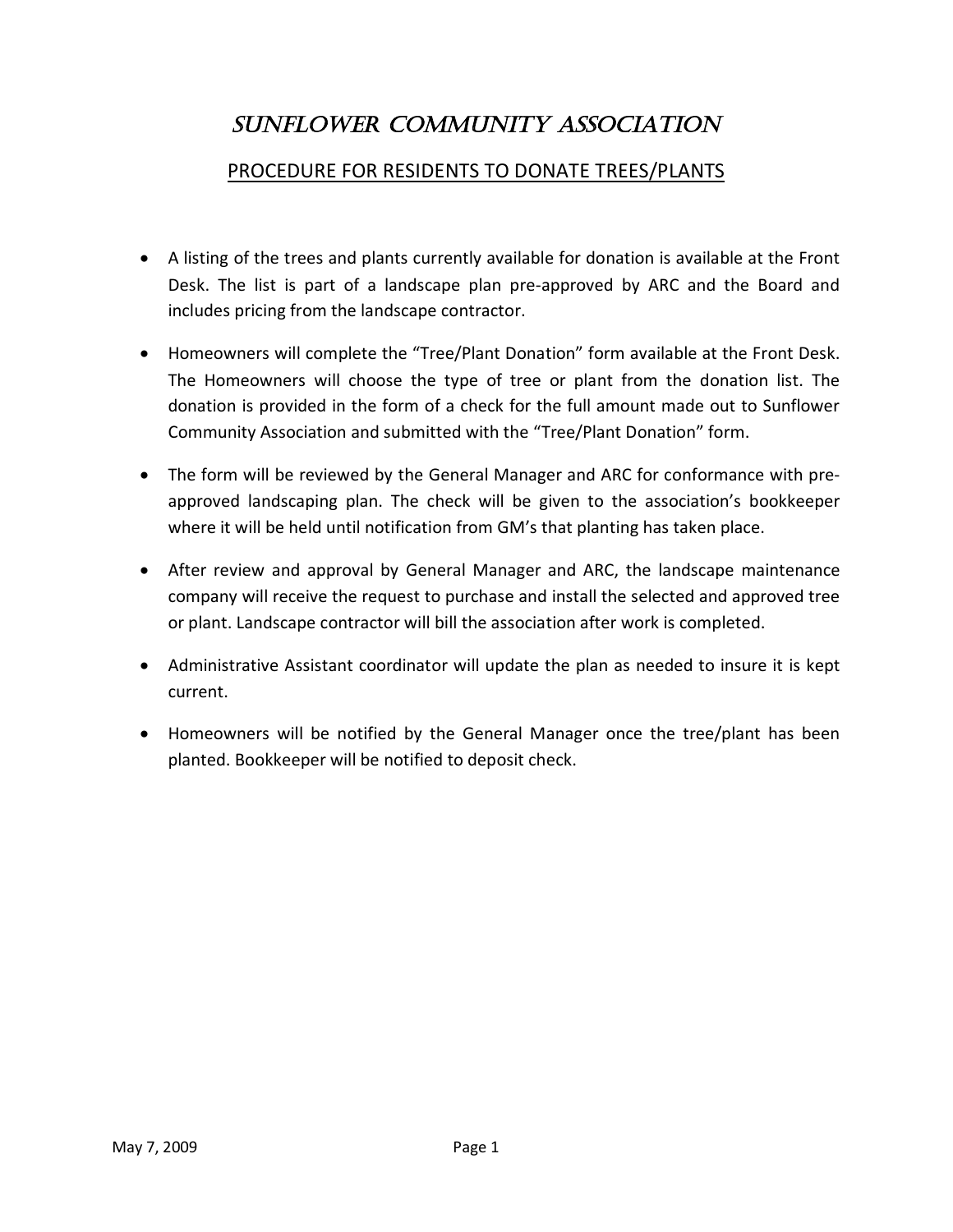# SUNFLOWER COMMUNITY ASSOCIATION

## PROCEDURE FOR RESIDENTS TO DONATE TREES/PLANTS

- A listing of the trees and plants currently available for donation is available at the Front Desk. The list is part of a landscape plan pre-approved by ARC and the Board and includes pricing from the landscape contractor.

- Homeowners will complete the "Tree/Plant Donation" form available at the Front Desk. The Homeowners will choose the type of tree or plant from the donation list. The donation is provided in the form of a check for the full amount made out to Sunflower Community Association and submitted with the "Tree/Plant Donation" form.

- The form will be reviewed by the General Manager and ARC for conformance with pre-approved landscaping plan. The check will be given to the association's bookkeeper where it will be held until notification from GM's that planting has taken place.

- After review and approval by General Manager and ARC, the landscape maintenance company will receive the request to purchase and install the selected and approved tree or plant. Landscape contractor will bill the association after work is completed.

- Administrative Assistant coordinator will update the plan as needed to insure it is kept current.

- Homeowners will be notified by the General Manager once the tree/plant has been planted. Bookkeeper will be notified to deposit check.

May 7, 2009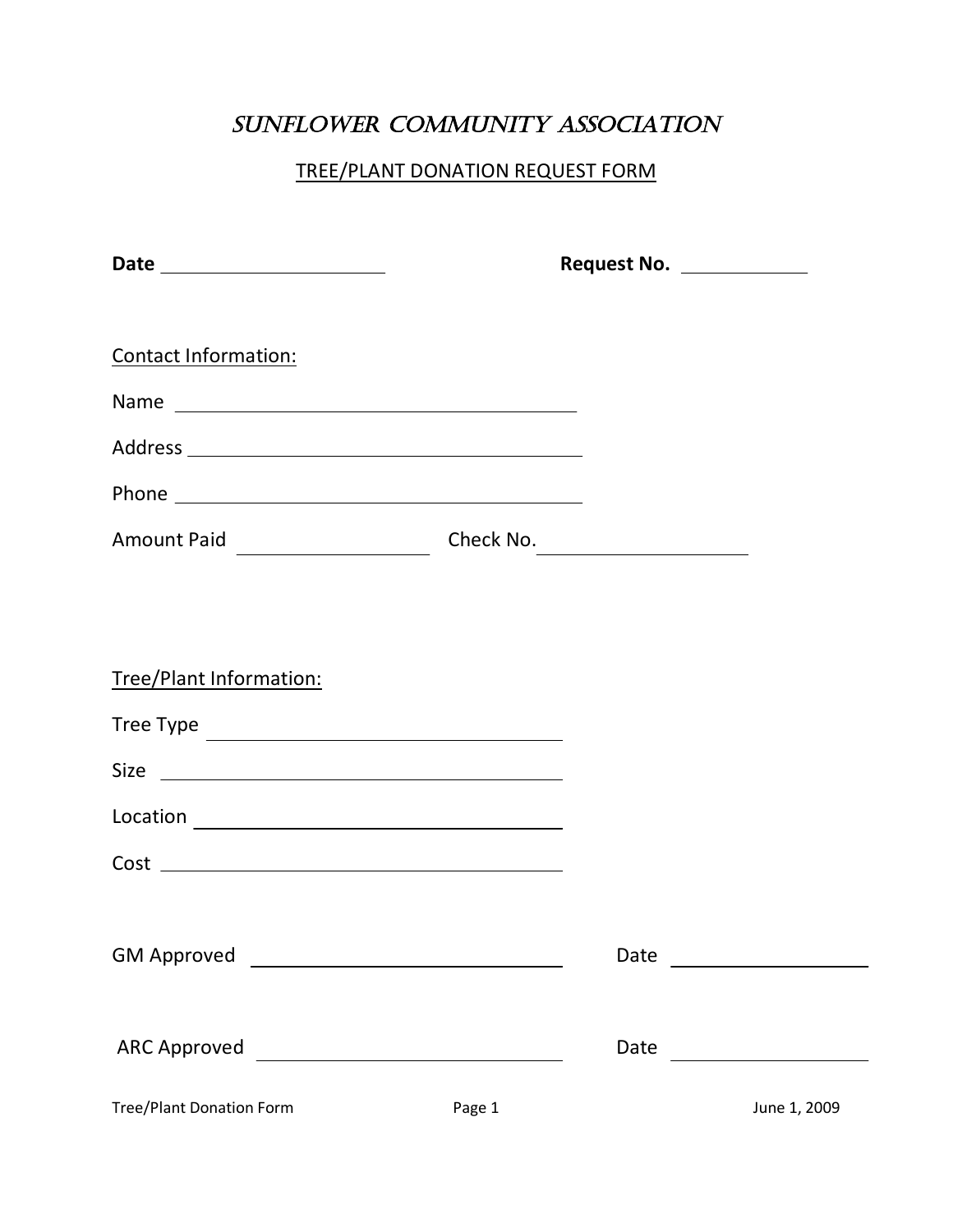# SUNFLOWER COMMUNITY ASSOCIATION

## TREE/PLANT DONATION REQUEST FORM

**Date** ____________________ **Request No.** ____________

Contact Information:

Name ________________________________________

Address ________________________________________

Phone ________________________________________

Amount Paid ________________ Check No. ________________

Tree/Plant Information:

Tree Type ________________________________________

Size ________________________________________

Location ________________________________________

Cost ________________________________________

GM Approved ________________________ Date ________________

ARC Approved ________________________ Date ________________